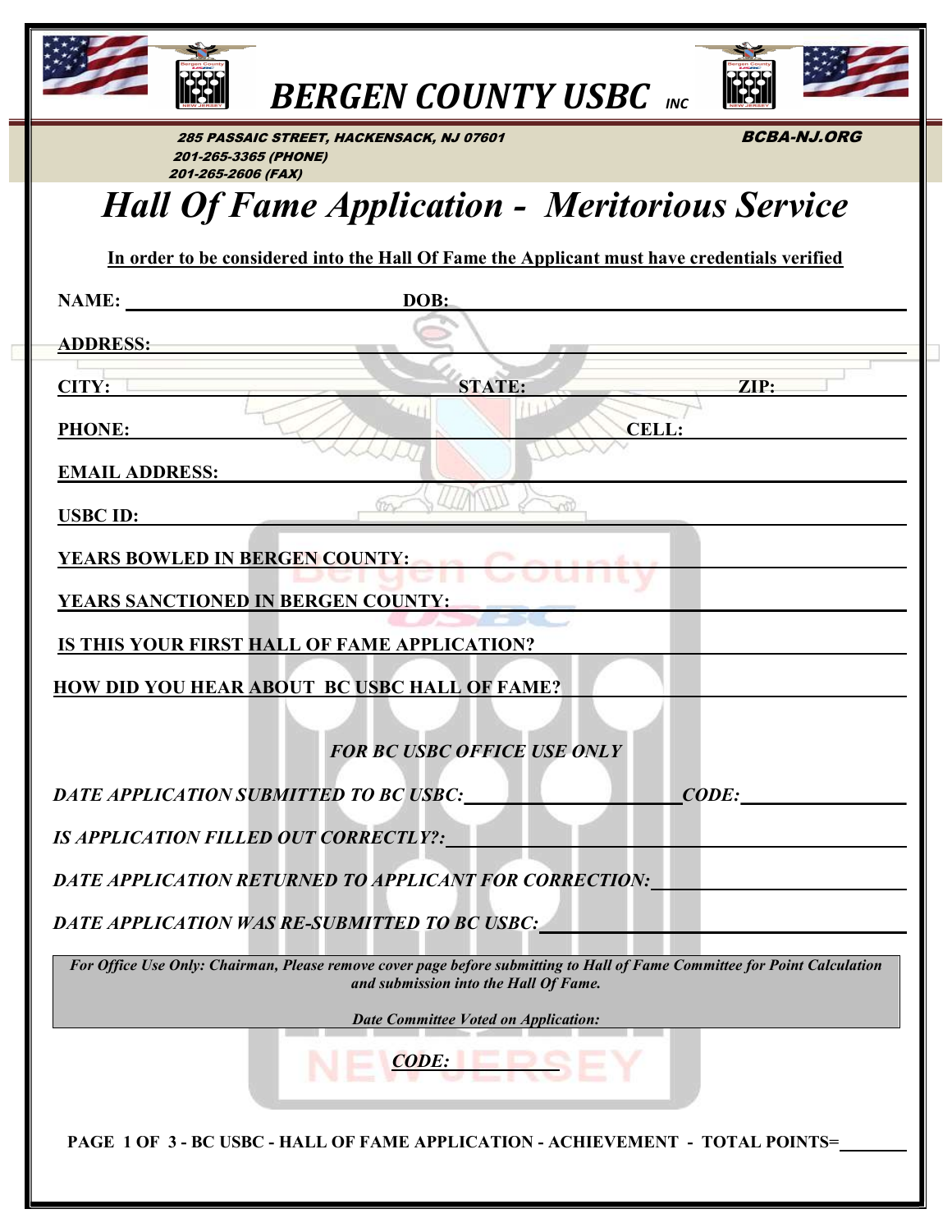# BERGEN COUNTY USBC INC

285 PASSAIC STREET, HACKENSACK, NJ 07601
201-265-3365 (PHONE)
201-265-2606 (FAX)

BCBA-NJ.ORG

# *Hall Of Fame Application - Meritorious Service*

**In order to be considered into the Hall Of Fame the Applicant must have credentials verified**

**NAME:** \_\_\_\_\_\_\_\_\_\_\_\_\_\_\_\_\_\_\_\_ **DOB:** \_\_\_\_\_\_\_\_\_\_\_\_\_\_\_\_\_\_\_\_

**ADDRESS:** \_\_\_\_\_\_\_\_\_\_\_\_\_\_\_\_\_\_\_\_

**CITY:** \_\_\_\_\_\_\_\_\_\_ **STATE:** \_\_\_\_\_\_\_\_\_\_ **ZIP:** \_\_\_\_\_\_\_\_\_\_

**PHONE:** \_\_\_\_\_\_\_\_\_\_\_\_\_\_\_\_\_\_\_\_ **CELL:** \_\_\_\_\_\_\_\_\_\_\_\_\_\_\_\_\_\_\_\_

**EMAIL ADDRESS:** \_\_\_\_\_\_\_\_\_\_\_\_\_\_\_\_\_\_\_\_

**USBC ID:** \_\_\_\_\_\_\_\_\_\_\_\_\_\_\_\_\_\_\_\_

**YEARS BOWLED IN BERGEN COUNTY:** \_\_\_\_\_\_\_\_\_\_\_\_\_\_\_\_\_\_\_\_

**YEARS SANCTIONED IN BERGEN COUNTY:** \_\_\_\_\_\_\_\_\_\_\_\_\_\_\_\_\_\_\_\_

**IS THIS YOUR FIRST HALL OF FAME APPLICATION?** \_\_\_\_\_\_\_\_\_\_\_\_\_\_\_\_\_\_\_\_

**HOW DID YOU HEAR ABOUT BC USBC HALL OF FAME?** \_\_\_\_\_\_\_\_\_\_\_\_\_\_\_\_\_\_\_\_

***FOR BC USBC OFFICE USE ONLY***

***DATE APPLICATION SUBMITTED TO BC USBC:*** \_\_\_\_\_\_\_\_\_\_\_\_\_\_\_\_\_\_\_\_ ***CODE:*** \_\_\_\_\_\_\_\_\_\_

***IS APPLICATION FILLED OUT CORRECTLY?:*** \_\_\_\_\_\_\_\_\_\_\_\_\_\_\_\_\_\_\_\_

***DATE APPLICATION RETURNED TO APPLICANT FOR CORRECTION:*** \_\_\_\_\_\_\_\_\_\_\_\_\_\_\_\_\_\_\_\_

***DATE APPLICATION WAS RE-SUBMITTED TO BC USBC:*** \_\_\_\_\_\_\_\_\_\_\_\_\_\_\_\_\_\_\_\_

***For Office Use Only: Chairman, Please remove cover page before submitting to Hall of Fame Committee for Point Calculation and submission into the Hall Of Fame.***

***Date Committee Voted on Application:***

***CODE:*** \_\_\_\_\_\_\_\_\_\_

**BC USBC - HALL OF FAME APPLICATION - ACHIEVEMENT - TOTAL POINTS=** \_\_\_\_\_\_\_\_\_\_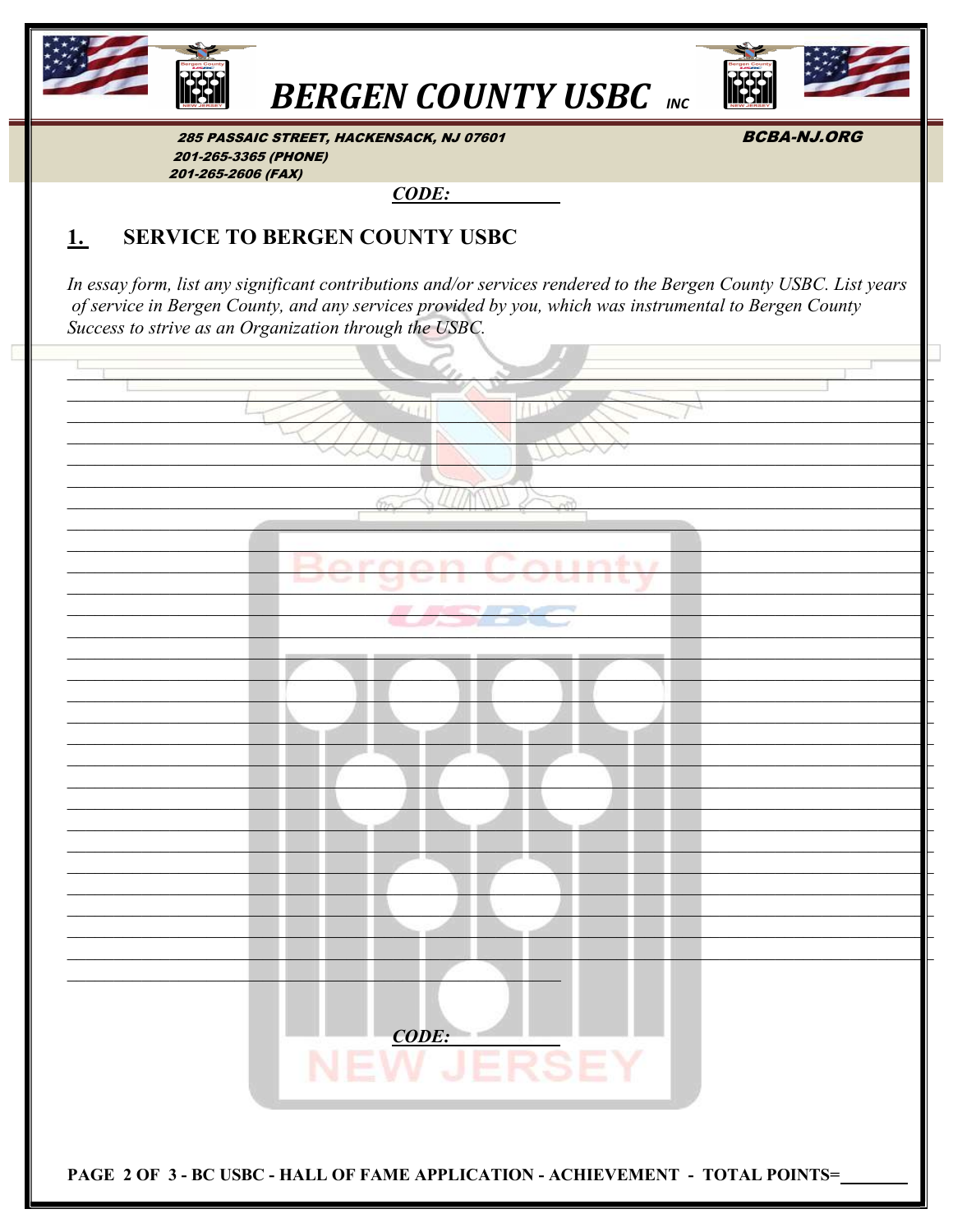# BERGEN COUNTY USBC INC

285 PASSAIC STREET, HACKENSACK, NJ 07601
201-265-3365 (PHONE)
201-265-2606 (FAX)

BCBA-NJ.ORG

***CODE:*** ____________

## 1. SERVICE TO BERGEN COUNTY USBC

*In essay form, list any significant contributions and/or services rendered to the Bergen County USBC. List years of service in Bergen County, and any services provided by you, which was instrumental to Bergen County Success to strive as an Organization through the USBC.*

___________________________________________________________________________

___________________________________________________________________________

___________________________________________________________________________

___________________________________________________________________________

___________________________________________________________________________

___________________________________________________________________________

___________________________________________________________________________

___________________________________________________________________________

___________________________________________________________________________

___________________________________________________________________________

___________________________________________________________________________

___________________________________________________________________________

___________________________________________________________________________

___________________________________________________________________________

___________________________________________________________________________

___________________________________________________________________________

___________________________________________________________________________

___________________________________________________________________________

___________________________________________________________________________

___________________________________________________________________________

___________________________________________________________________________

___________________________________________________________________________

___________________________________________________________________________

___________________________________________________________________________

___________________________________________________________________________

___________________________________________________________________________

___________________________________________________________________________

___________________________________________________________________________

___________________________________________________________________________

***CODE:*** ____________

**PAGE 2 OF 3 - BC USBC - HALL OF FAME APPLICATION - ACHIEVEMENT - TOTAL POINTS=________**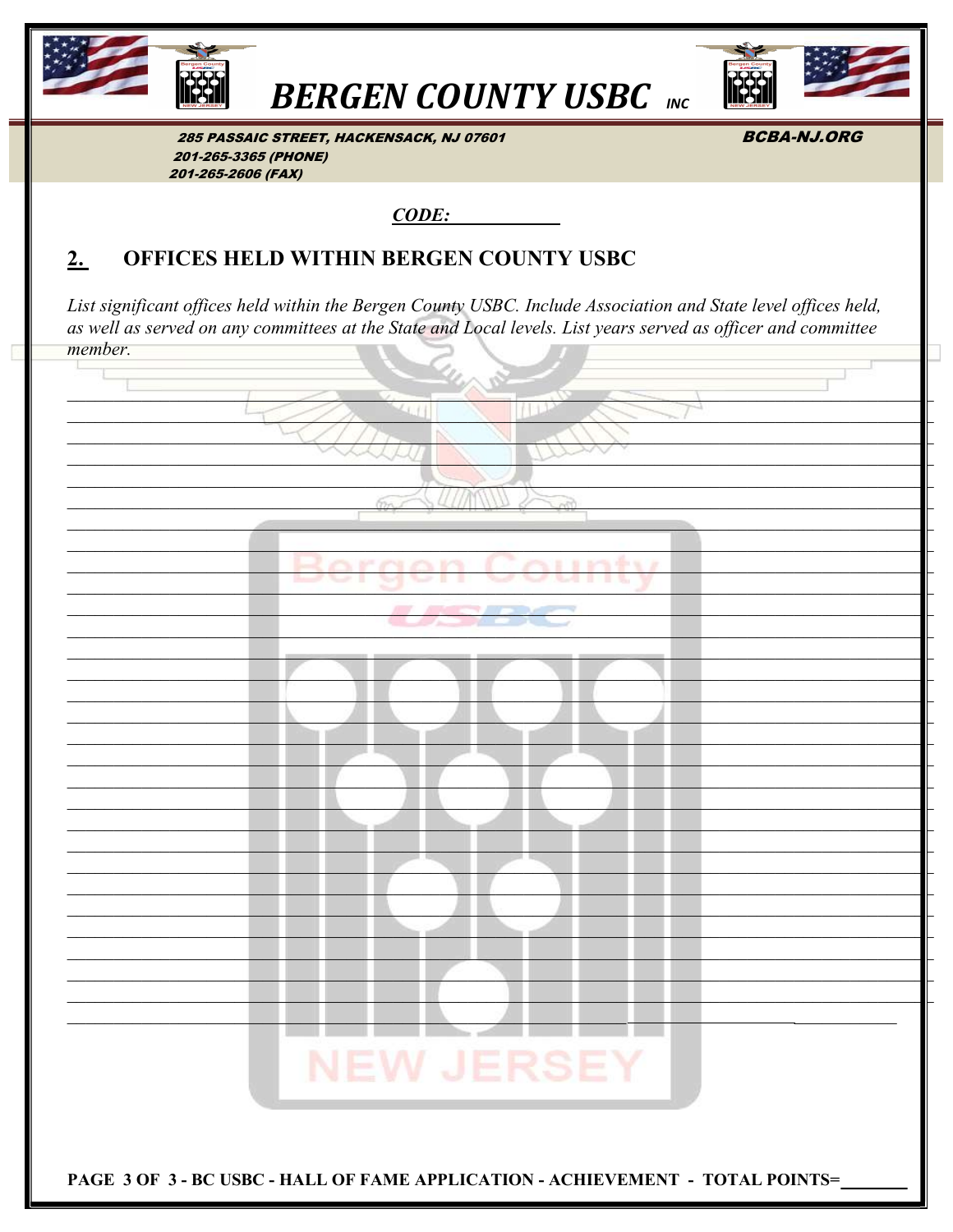# BERGEN COUNTY USBC INC

285 PASSAIC STREET, HACKENSACK, NJ 07601
201-265-3365 (PHONE)
201-265-2606 (FAX)

BCBA-NJ.ORG

**CODE:** ____________

## 2. OFFICES HELD WITHIN BERGEN COUNTY USBC

*List significant offices held within the Bergen County USBC. Include Association and State level offices held, as well as served on any committees at the State and Local levels. List years served as officer and committee member.*

**PAGE 3 OF 3 - BC USBC - HALL OF FAME APPLICATION - ACHIEVEMENT - TOTAL POINTS=**________